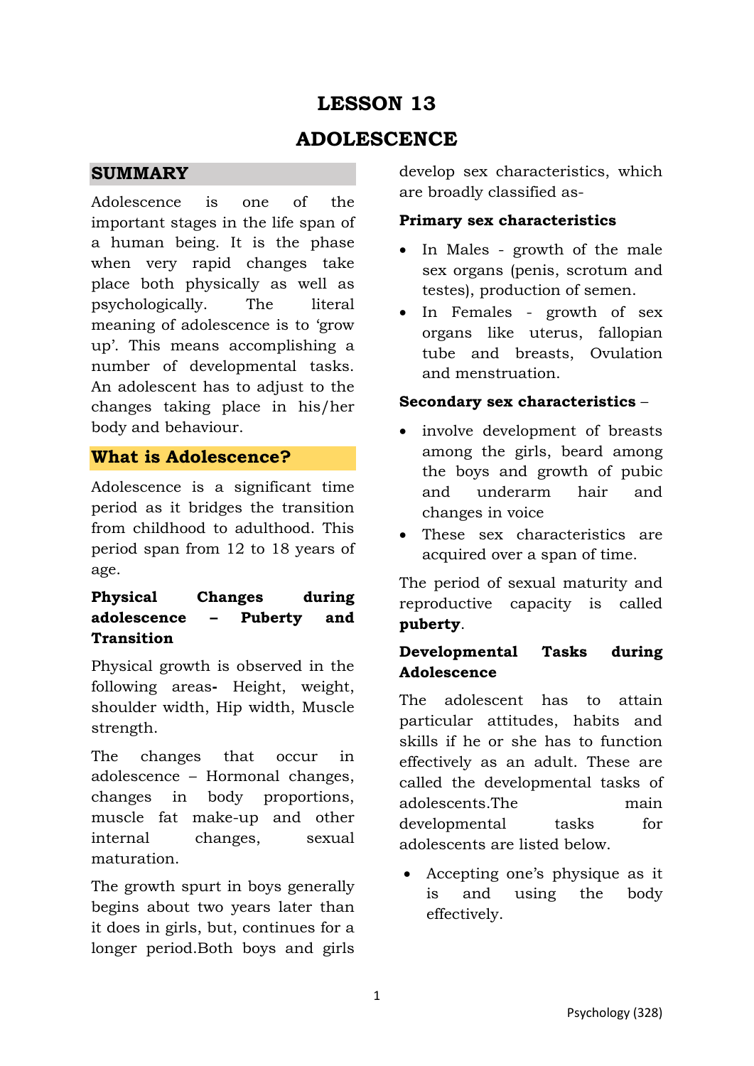# LESSON 13

# ADOLESCENCE

## SUMMARY

Adolescence is one of the important stages in the life span of a human being. It is the phase when very rapid changes take place both physically as well as psychologically. The literal meaning of adolescence is to 'grow up'. This means accomplishing a number of developmental tasks. An adolescent has to adjust to the changes taking place in his/her body and behaviour.

## What is Adolescence?

Adolescence is a significant time period as it bridges the transition from childhood to adulthood. This period span from 12 to 18 years of age.

### Physical Changes during adolescence – Puberty and Transition

Physical growth is observed in the following areas**-** Height, weight, shoulder width, Hip width, Muscle strength.

The changes that occur in adolescence – Hormonal changes, changes in body proportions, muscle fat make-up and other internal changes, sexual maturation.

The growth spurt in boys generally begins about two years later than it does in girls, but, continues for a longer period.Both boys and girls develop sex characteristics, which are broadly classified as-

**Primary sex characteristics**

- In Males - growth of the male sex organs (penis, scrotum and testes), production of semen.
- In Females - growth of sex organs like uterus, fallopian tube and breasts, Ovulation and menstruation.

**Secondary sex characteristics** –

- involve development of breasts among the girls, beard among the boys and growth of pubic and underarm hair and changes in voice
- These sex characteristics are acquired over a span of time.

The period of sexual maturity and reproductive capacity is called **puberty**.

### Developmental Tasks during Adolescence

The adolescent has to attain particular attitudes, habits and skills if he or she has to function effectively as an adult. These are called the developmental tasks of adolescents.The main developmental tasks for adolescents are listed below.

- Accepting one's physique as it is and using the body effectively.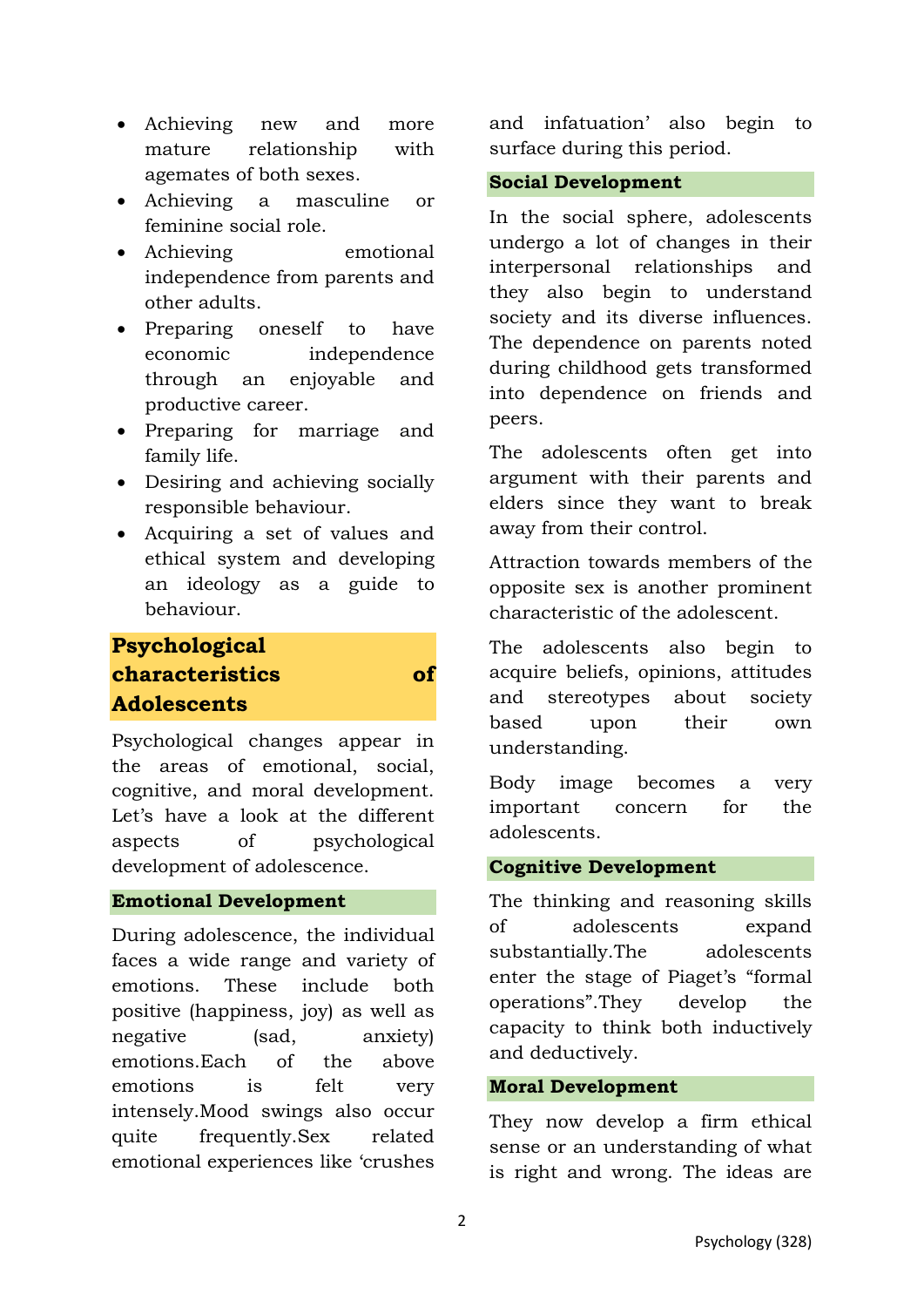- Achieving new and more mature relationship with agemates of both sexes.
- Achieving a masculine or feminine social role.
- Achieving emotional independence from parents and other adults.
- Preparing oneself to have economic independence through an enjoyable and productive career.
- Preparing for marriage and family life.
- Desiring and achieving socially responsible behaviour.
- Acquiring a set of values and ethical system and developing an ideology as a guide to behaviour.

## Psychological characteristics of Adolescents

Psychological changes appear in the areas of emotional, social, cognitive, and moral development. Let's have a look at the different aspects of psychological development of adolescence.

### Emotional Development

During adolescence, the individual faces a wide range and variety of emotions. These include both positive (happiness, joy) as well as negative (sad, anxiety) emotions.Each of the above emotions is felt very intensely.Mood swings also occur quite frequently.Sex related emotional experiences like 'crushes and infatuation' also begin to surface during this period.

### Social Development

In the social sphere, adolescents undergo a lot of changes in their interpersonal relationships and they also begin to understand society and its diverse influences. The dependence on parents noted during childhood gets transformed into dependence on friends and peers.

The adolescents often get into argument with their parents and elders since they want to break away from their control.

Attraction towards members of the opposite sex is another prominent characteristic of the adolescent.

The adolescents also begin to acquire beliefs, opinions, attitudes and stereotypes about society based upon their own understanding.

Body image becomes a very important concern for the adolescents.

### Cognitive Development

The thinking and reasoning skills of adolescents expand substantially.The adolescents enter the stage of Piaget's "formal operations".They develop the capacity to think both inductively and deductively.

### Moral Development

They now develop a firm ethical sense or an understanding of what is right and wrong. The ideas are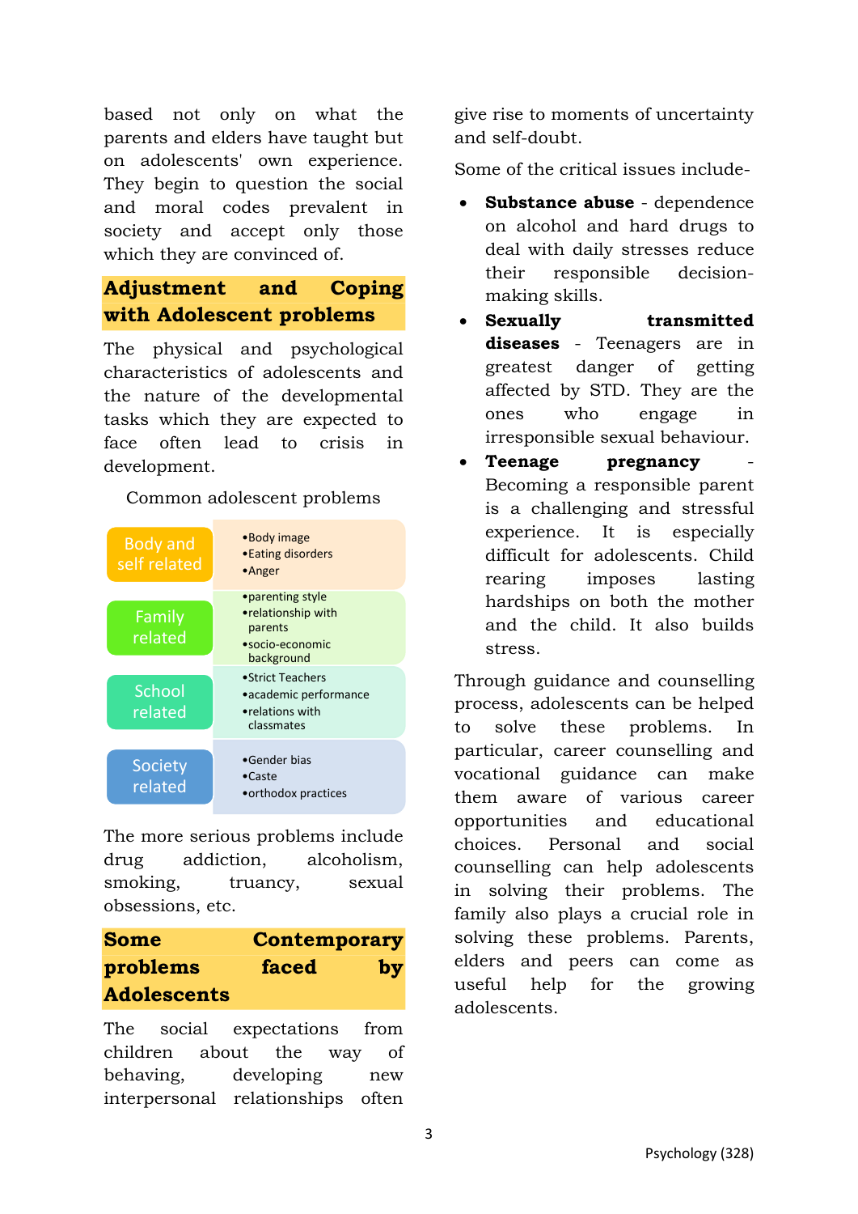based not only on what the parents and elders have taught but on adolescents' own experience. They begin to question the social and moral codes prevalent in society and accept only those which they are convinced of.

## Adjustment and Coping with Adolescent problems

The physical and psychological characteristics of adolescents and the nature of the developmental tasks which they are expected to face often lead to crisis in development.

Common adolescent problems

| Category | Problems |
|---|---|
| Body and self related | • Body image<br>• Eating disorders<br>• Anger |
| Family related | • parenting style<br>• relationship with parents<br>• socio-economic background |
| School related | • Strict Teachers<br>• academic performance<br>• relations with classmates |
| Society related | • Gender bias<br>• Caste<br>• orthodox practices |

The more serious problems include drug addiction, alcoholism, smoking, truancy, sexual obsessions, etc.

## Some Contemporary problems faced by Adolescents

The social expectations from children about the way of behaving, developing new interpersonal relationships often give rise to moments of uncertainty and self-doubt.

Some of the critical issues include-

- **Substance abuse** - dependence on alcohol and hard drugs to deal with daily stresses reduce their responsible decision-making skills.
- **Sexually transmitted diseases** - Teenagers are in greatest danger of getting affected by STD. They are the ones who engage in irresponsible sexual behaviour.
- **Teenage pregnancy** - Becoming a responsible parent is a challenging and stressful experience. It is especially difficult for adolescents. Child rearing imposes lasting hardships on both the mother and the child. It also builds stress.

Through guidance and counselling process, adolescents can be helped to solve these problems. In particular, career counselling and vocational guidance can make them aware of various career opportunities and educational choices. Personal and social counselling can help adolescents in solving their problems. The family also plays a crucial role in solving these problems. Parents, elders and peers can come as useful help for the growing adolescents.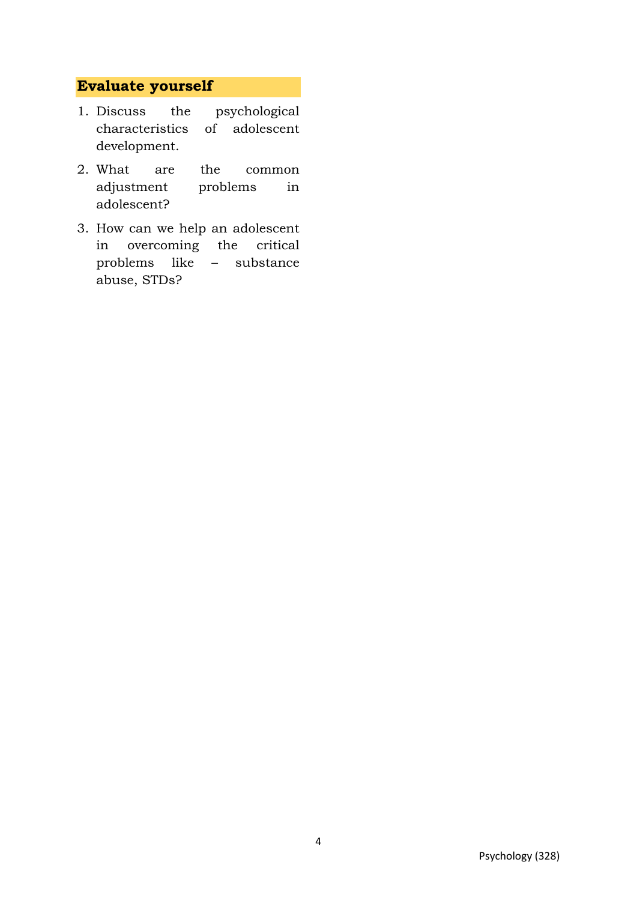## Evaluate yourself

1. Discuss the psychological characteristics of adolescent development.
2. What are the common adjustment problems in adolescent?
3. How can we help an adolescent in overcoming the critical problems like – substance abuse, STDs?